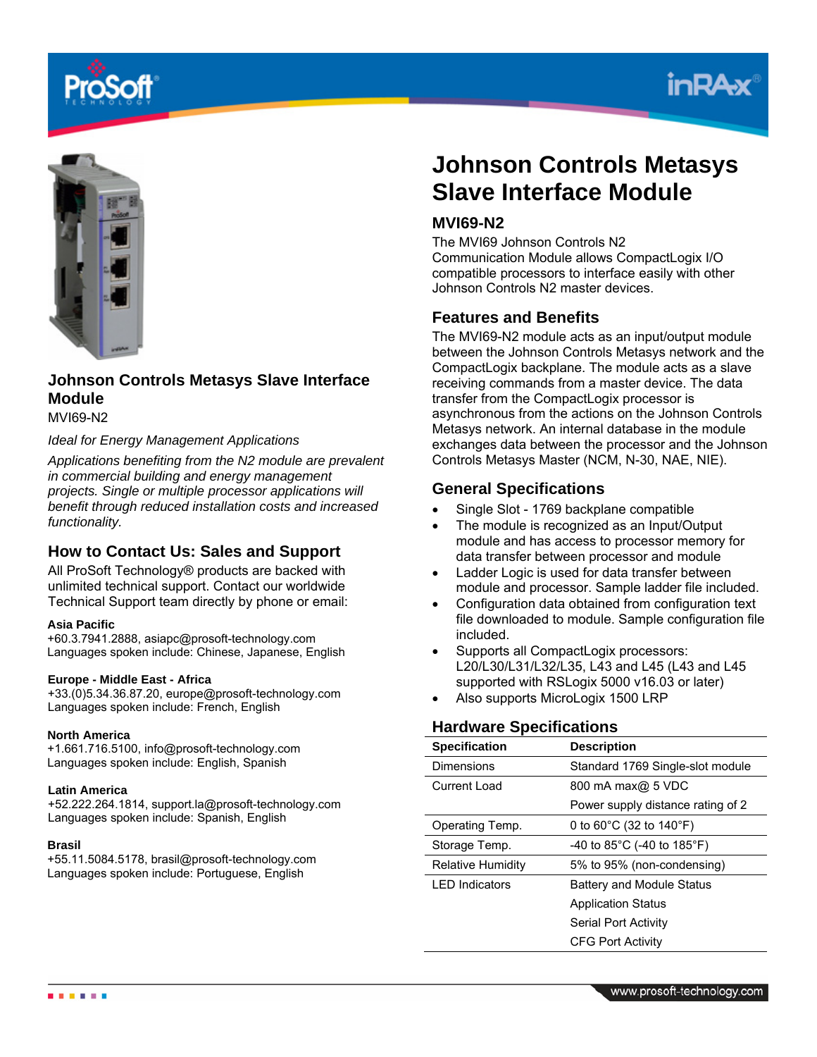# Johnson Controls Metasys Slave Interface Module

MVI69-N2

*Ideal for Energy Management Applications*

*Applications benefiting from the N2 module are prevalent in commercial building and energy management projects. Single or multiple processor applications will benefit through reduced installation costs and increased functionality.*

## How to Contact Us: Sales and Support

All ProSoft Technology® products are backed with unlimited technical support. Contact our worldwide Technical Support team directly by phone or email:

**Asia Pacific**
+60.3.7941.2888, asiapc@prosoft-technology.com
Languages spoken include: Chinese, Japanese, English

**Europe - Middle East - Africa**
+33.(0)5.34.36.87.20, europe@prosoft-technology.com
Languages spoken include: French, English

**North America**
+1.661.716.5100, info@prosoft-technology.com
Languages spoken include: English, Spanish

**Latin America**
+52.222.264.1814, support.la@prosoft-technology.com
Languages spoken include: Spanish, English

**Brasil**
+55.11.5084.5178, brasil@prosoft-technology.com
Languages spoken include: Portuguese, English

# Johnson Controls Metasys Slave Interface Module

### MVI69-N2

The MVI69 Johnson Controls N2 Communication Module allows CompactLogix I/O compatible processors to interface easily with other Johnson Controls N2 master devices.

## Features and Benefits

The MVI69-N2 module acts as an input/output module between the Johnson Controls Metasys network and the CompactLogix backplane. The module acts as a slave receiving commands from a master device. The data transfer from the CompactLogix processor is asynchronous from the actions on the Johnson Controls Metasys network. An internal database in the module exchanges data between the processor and the Johnson Controls Metasys Master (NCM, N-30, NAE, NIE).

## General Specifications

- Single Slot - 1769 backplane compatible
- The module is recognized as an Input/Output module and has access to processor memory for data transfer between processor and module
- Ladder Logic is used for data transfer between module and processor. Sample ladder file included.
- Configuration data obtained from configuration text file downloaded to module. Sample configuration file included.
- Supports all CompactLogix processors: L20/L30/L31/L32/L35, L43 and L45 (L43 and L45 supported with RSLogix 5000 v16.03 or later)
- Also supports MicroLogix 1500 LRP

## Hardware Specifications

| Specification | Description |
|---|---|
| Dimensions | Standard 1769 Single-slot module |
| Current Load | 800 mA max@ 5 VDC<br>Power supply distance rating of 2 |
| Operating Temp. | 0 to 60°C (32 to 140°F) |
| Storage Temp. | -40 to 85°C (-40 to 185°F) |
| Relative Humidity | 5% to 95% (non-condensing) |
| LED Indicators | Battery and Module Status<br>Application Status<br>Serial Port Activity<br>CFG Port Activity |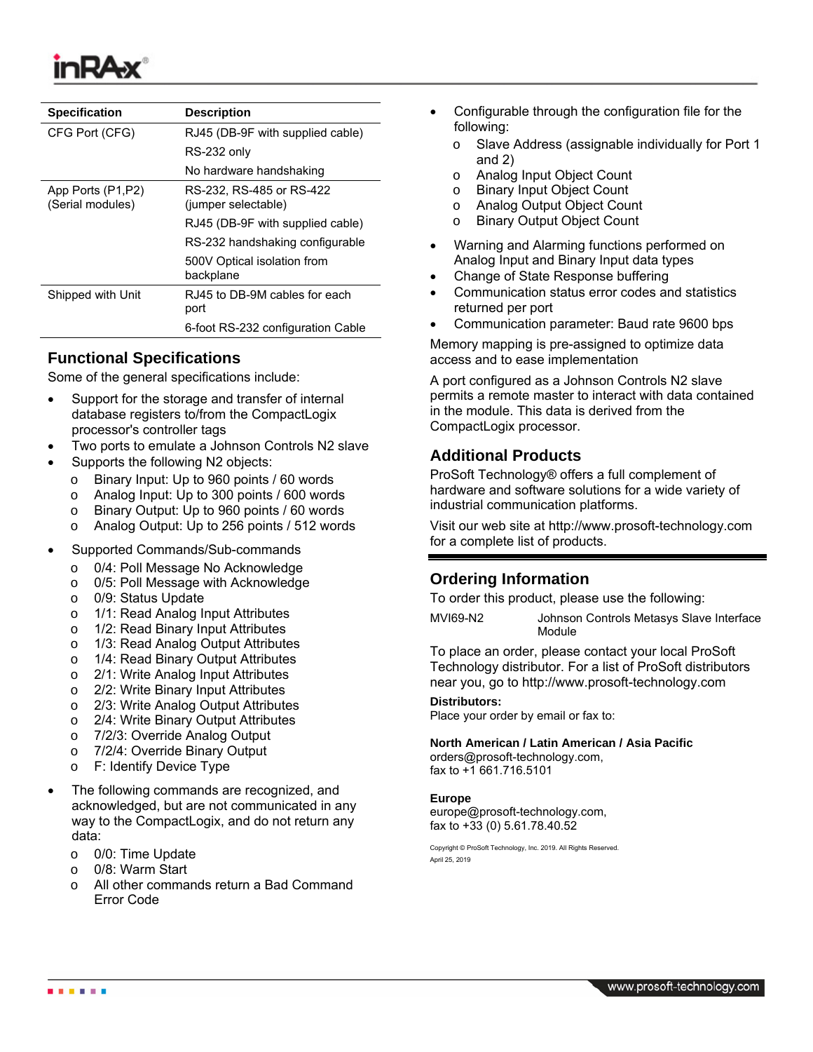| Specification | Description |
|---|---|
| CFG Port (CFG) | RJ45 (DB-9F with supplied cable) |
| | RS-232 only |
| | No hardware handshaking |
| App Ports (P1,P2) (Serial modules) | RS-232, RS-485 or RS-422 (jumper selectable) |
| | RJ45 (DB-9F with supplied cable) |
| | RS-232 handshaking configurable |
| | 500V Optical isolation from backplane |
| Shipped with Unit | RJ45 to DB-9M cables for each port |
| | 6-foot RS-232 configuration Cable |

## Functional Specifications

Some of the general specifications include:

- Support for the storage and transfer of internal database registers to/from the CompactLogix processor's controller tags
- Two ports to emulate a Johnson Controls N2 slave
- Supports the following N2 objects:
  - Binary Input: Up to 960 points / 60 words
  - Analog Input: Up to 300 points / 600 words
  - Binary Output: Up to 960 points / 60 words
  - Analog Output: Up to 256 points / 512 words
- Supported Commands/Sub-commands
  - 0/4: Poll Message No Acknowledge
  - 0/5: Poll Message with Acknowledge
  - 0/9: Status Update
  - 1/1: Read Analog Input Attributes
  - 1/2: Read Binary Input Attributes
  - 1/3: Read Analog Output Attributes
  - 1/4: Read Binary Output Attributes
  - 2/1: Write Analog Input Attributes
  - 2/2: Write Binary Input Attributes
  - 2/3: Write Analog Output Attributes
  - 2/4: Write Binary Output Attributes
  - 7/2/3: Override Analog Output
  - 7/2/4: Override Binary Output
  - F: Identify Device Type
- The following commands are recognized, and acknowledged, but are not communicated in any way to the CompactLogix, and do not return any data:
  - 0/0: Time Update
  - 0/8: Warm Start
  - All other commands return a Bad Command Error Code
- Configurable through the configuration file for the following:
  - Slave Address (assignable individually for Port 1 and 2)
  - Analog Input Object Count
  - Binary Input Object Count
  - Analog Output Object Count
  - Binary Output Object Count
- Warning and Alarming functions performed on Analog Input and Binary Input data types
- Change of State Response buffering
- Communication status error codes and statistics returned per port
- Communication parameter: Baud rate 9600 bps

Memory mapping is pre-assigned to optimize data access and to ease implementation

A port configured as a Johnson Controls N2 slave permits a remote master to interact with data contained in the module. This data is derived from the CompactLogix processor.

## Additional Products

ProSoft Technology® offers a full complement of hardware and software solutions for a wide variety of industrial communication platforms.

Visit our web site at http://www.prosoft-technology.com for a complete list of products.

## Ordering Information

To order this product, please use the following:

| | |
|---|---|
| MVI69-N2 | Johnson Controls Metasys Slave Interface Module |

To place an order, please contact your local ProSoft Technology distributor. For a list of ProSoft distributors near you, go to http://www.prosoft-technology.com

**Distributors:**

Place your order by email or fax to:

**North American / Latin American / Asia Pacific**

orders@prosoft-technology.com,
fax to +1 661.716.5101

**Europe**

europe@prosoft-technology.com,
fax to +33 (0) 5.61.78.40.52

Copyright © ProSoft Technology, Inc. 2019. All Rights Reserved.
April 25, 2019